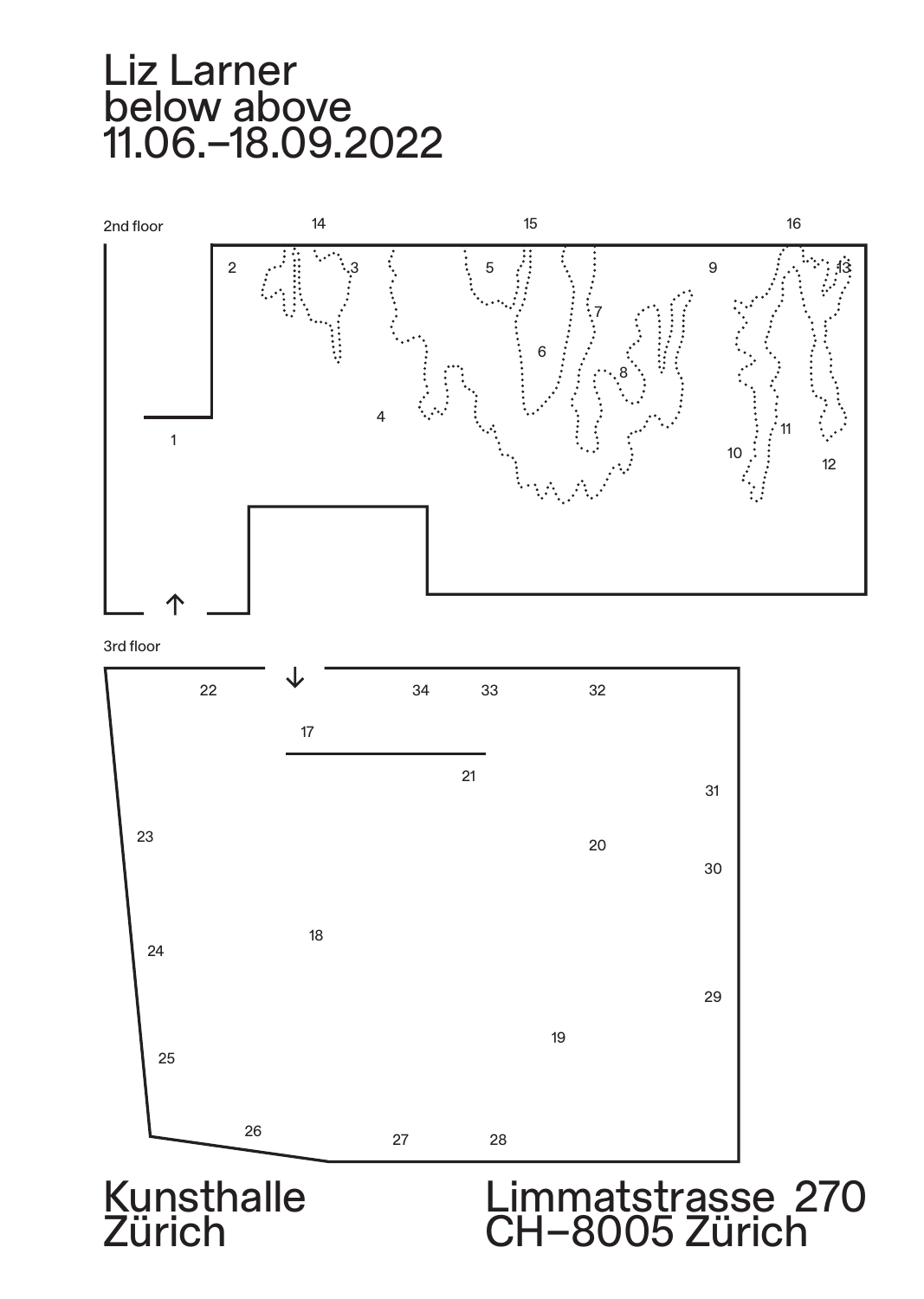# Liz Larner
# below above
# 11.06.–18.09.2022

2nd floor

14 15 16

2 3 5 9 13

7

6

8

4

1

11

10

12

↑

3rd floor

↓

22 34 33 32

17

21

31

23

20

30

18

24

29

19

25

26 27 28

Kunsthalle
Zürich

Limmatstrasse 270
CH–8005 Zürich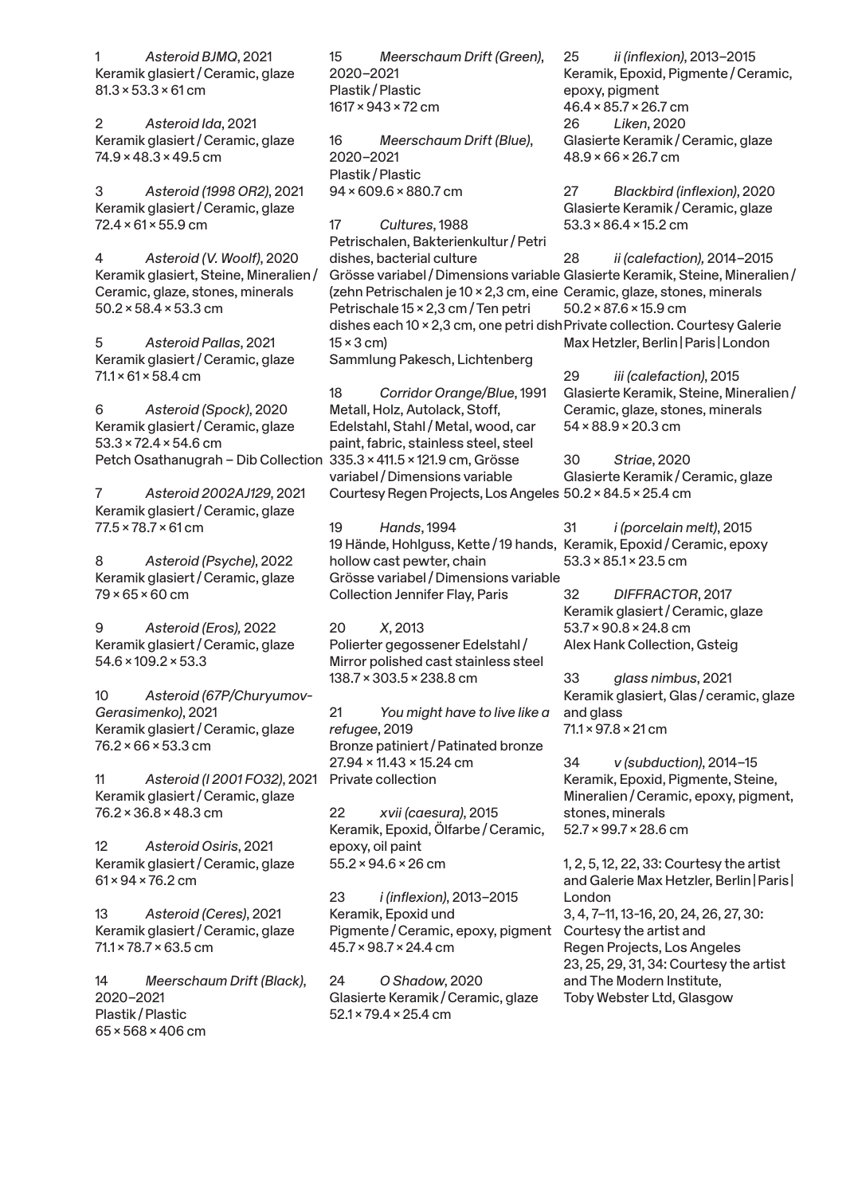1 *Asteroid BJMQ*, 2021
Keramik glasiert / Ceramic, glaze
81.3 × 53.3 × 61 cm

2 *Asteroid Ida*, 2021
Keramik glasiert / Ceramic, glaze
74.9 × 48.3 × 49.5 cm

3 *Asteroid (1998 OR2)*, 2021
Keramik glasiert / Ceramic, glaze
72.4 × 61 × 55.9 cm

4 *Asteroid (V. Woolf)*, 2020
Keramik glasiert, Steine, Mineralien / Ceramic, glaze, stones, minerals
50.2 × 58.4 × 53.3 cm

5 *Asteroid Pallas*, 2021
Keramik glasiert / Ceramic, glaze
71.1 × 61 × 58.4 cm

6 *Asteroid (Spock)*, 2020
Keramik glasiert / Ceramic, glaze
53.3 × 72.4 × 54.6 cm
Petch Osathanugrah – Dib Collection

7 *Asteroid 2002AJ129*, 2021
Keramik glasiert / Ceramic, glaze
77.5 × 78.7 × 61 cm

8 *Asteroid (Psyche)*, 2022
Keramik glasiert / Ceramic, glaze
79 × 65 × 60 cm

9 *Asteroid (Eros)*, 2022
Keramik glasiert / Ceramic, glaze
54.6 × 109.2 × 53.3

10 *Asteroid (67P/Churyumov-Gerasimenko)*, 2021
Keramik glasiert / Ceramic, glaze
76.2 × 66 × 53.3 cm

11 *Asteroid (I 2001 FO32)*, 2021
Keramik glasiert / Ceramic, glaze
76.2 × 36.8 × 48.3 cm

12 *Asteroid Osiris*, 2021
Keramik glasiert / Ceramic, glaze
61 × 94 × 76.2 cm

13 *Asteroid (Ceres)*, 2021
Keramik glasiert / Ceramic, glaze
71.1 × 78.7 × 63.5 cm

14 *Meerschaum Drift (Black)*, 2020–2021
Plastik / Plastic
65 × 568 × 406 cm

15 *Meerschaum Drift (Green)*, 2020–2021
Plastik / Plastic
1617 × 943 × 72 cm

16 *Meerschaum Drift (Blue)*, 2020–2021
Plastik / Plastic
94 × 609.6 × 880.7 cm

17 *Cultures*, 1988
Petrischalen, Bakterienkultur / Petri dishes, bacterial culture
Grösse variabel / Dimensions variable (zehn Petrischalen je 10 × 2,3 cm, eine Petrischale 15 × 2,3 cm / Ten petri dishes each 10 × 2,3 cm, one petri dish 15 × 3 cm)
Sammlung Pakesch, Lichtenberg

18 *Corridor Orange/Blue*, 1991
Metall, Holz, Autolack, Stoff, Edelstahl, Stahl / Metal, wood, car paint, fabric, stainless steel, steel
335.3 × 411.5 × 121.9 cm, Grösse variabel / Dimensions variable
Courtesy Regen Projects, Los Angeles

19 *Hands*, 1994
19 Hände, Hohlguss, Kette / 19 hands, hollow cast pewter, chain
Grösse variabel / Dimensions variable
Collection Jennifer Flay, Paris

20 *X*, 2013
Polierter gegossener Edelstahl / Mirror polished cast stainless steel
138.7 × 303.5 × 238.8 cm

21 *You might have to live like a refugee*, 2019
Bronze patiniert / Patinated bronze
27.94 × 11.43 × 15.24 cm
Private collection

22 *xvii (caesura)*, 2015
Keramik, Epoxid, Ölfarbe / Ceramic, epoxy, oil paint
55.2 × 94.6 × 26 cm

23 *i (inflexion)*, 2013–2015
Keramik, Epoxid und Pigmente / Ceramic, epoxy, pigment
45.7 × 98.7 × 24.4 cm

24 *O Shadow*, 2020
Glasierte Keramik / Ceramic, glaze
52.1 × 79.4 × 25.4 cm

25 *ii (inflexion)*, 2013–2015
Keramik, Epoxid, Pigmente / Ceramic, epoxy, pigment
46.4 × 85.7 × 26.7 cm

26 *Liken*, 2020
Glasierte Keramik / Ceramic, glaze
48.9 × 66 × 26.7 cm

27 *Blackbird (inflexion)*, 2020
Glasierte Keramik / Ceramic, glaze
53.3 × 86.4 × 15.2 cm

28 *ii (calefaction)*, 2014–2015
Glasierte Keramik, Steine, Mineralien / Ceramic, glaze, stones, minerals
50.2 × 87.6 × 15.9 cm
Private collection. Courtesy Galerie Max Hetzler, Berlin | Paris | London

29 *iii (calefaction)*, 2015
Glasierte Keramik, Steine, Mineralien / Ceramic, glaze, stones, minerals
54 × 88.9 × 20.3 cm

30 *Striae*, 2020
Glasierte Keramik / Ceramic, glaze
50.2 × 84.5 × 25.4 cm

31 *i (porcelain melt)*, 2015
Keramik, Epoxid / Ceramic, epoxy
53.3 × 85.1 × 23.5 cm

32 *DIFFRACTOR*, 2017
Keramik glasiert / Ceramic, glaze
53.7 × 90.8 × 24.8 cm
Alex Hank Collection, Gsteig

33 *glass nimbus*, 2021
Keramik glasiert, Glas / ceramic, glaze and glass
71.1 × 97.8 × 21 cm

34 *v (subduction)*, 2014–15
Keramik, Epoxid, Pigmente, Steine, Mineralien / Ceramic, epoxy, pigment, stones, minerals
52.7 × 99.7 × 28.6 cm

1, 2, 5, 12, 22, 33: Courtesy the artist and Galerie Max Hetzler, Berlin | Paris | London
3, 4, 7–11, 13-16, 20, 24, 26, 27, 30: Courtesy the artist and Regen Projects, Los Angeles
23, 25, 29, 31, 34: Courtesy the artist and The Modern Institute, Toby Webster Ltd, Glasgow